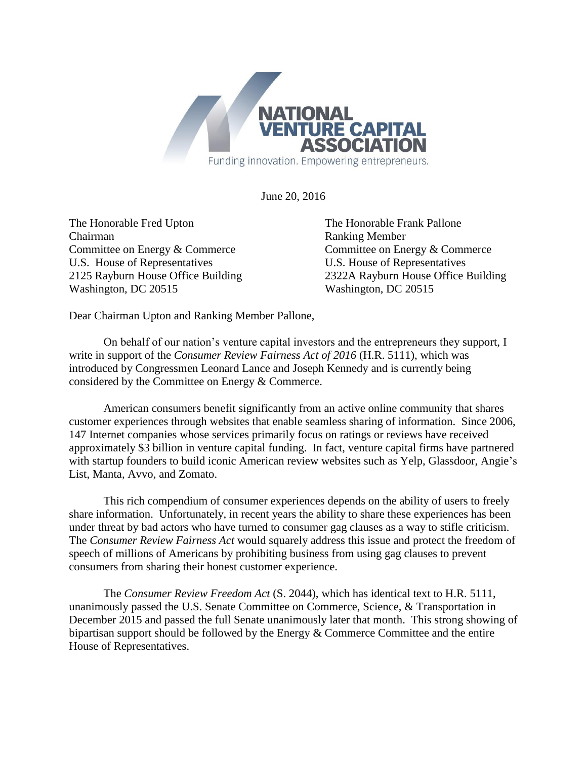NATIONAL VENTURE CAPITAL ASSOCIATION

Funding innovation. Empowering entrepreneurs.

June 20, 2016

The Honorable Fred Upton
Chairman
Committee on Energy & Commerce
U.S. House of Representatives
2125 Rayburn House Office Building
Washington, DC 20515

The Honorable Frank Pallone
Ranking Member
Committee on Energy & Commerce
U.S. House of Representatives
2322A Rayburn House Office Building
Washington, DC 20515

Dear Chairman Upton and Ranking Member Pallone,

On behalf of our nation's venture capital investors and the entrepreneurs they support, I write in support of the *Consumer Review Fairness Act of 2016* (H.R. 5111), which was introduced by Congressmen Leonard Lance and Joseph Kennedy and is currently being considered by the Committee on Energy & Commerce.

American consumers benefit significantly from an active online community that shares customer experiences through websites that enable seamless sharing of information. Since 2006, 147 Internet companies whose services primarily focus on ratings or reviews have received approximately $3 billion in venture capital funding. In fact, venture capital firms have partnered with startup founders to build iconic American review websites such as Yelp, Glassdoor, Angie's List, Manta, Avvo, and Zomato.

This rich compendium of consumer experiences depends on the ability of users to freely share information. Unfortunately, in recent years the ability to share these experiences has been under threat by bad actors who have turned to consumer gag clauses as a way to stifle criticism. The *Consumer Review Fairness Act* would squarely address this issue and protect the freedom of speech of millions of Americans by prohibiting business from using gag clauses to prevent consumers from sharing their honest customer experience.

The *Consumer Review Freedom Act* (S. 2044), which has identical text to H.R. 5111, unanimously passed the U.S. Senate Committee on Commerce, Science, & Transportation in December 2015 and passed the full Senate unanimously later that month. This strong showing of bipartisan support should be followed by the Energy & Commerce Committee and the entire House of Representatives.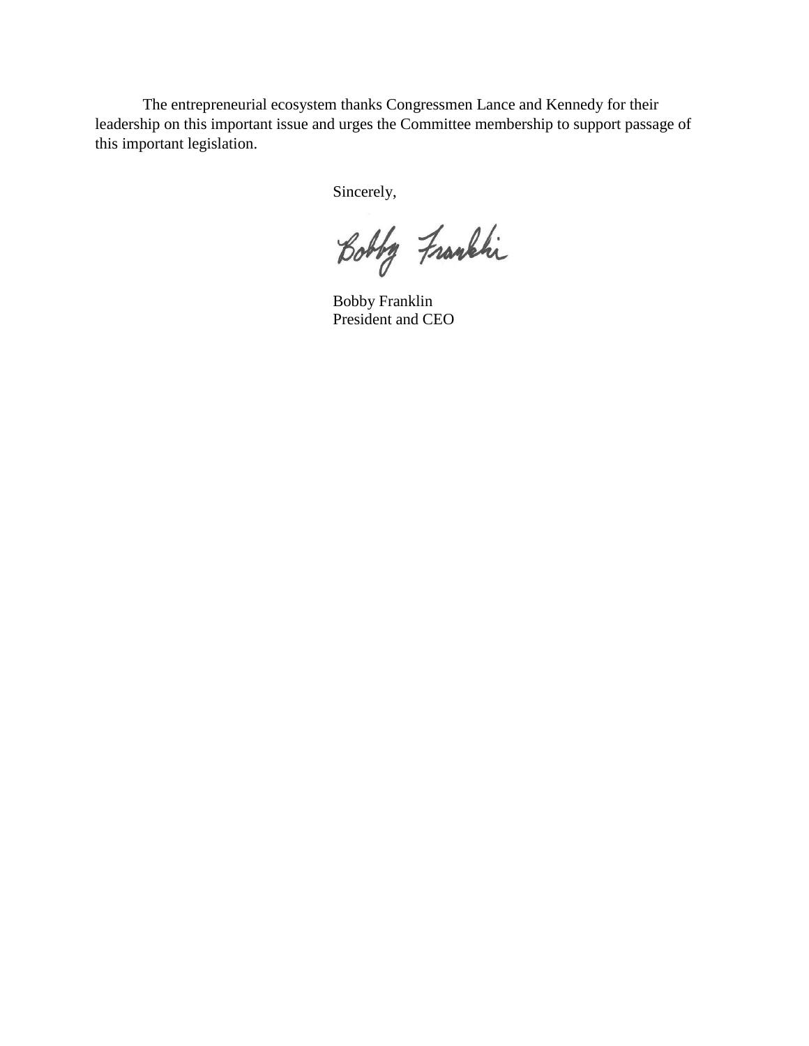The entrepreneurial ecosystem thanks Congressmen Lance and Kennedy for their leadership on this important issue and urges the Committee membership to support passage of this important legislation.

Sincerely,

Bobby Franklin
President and CEO